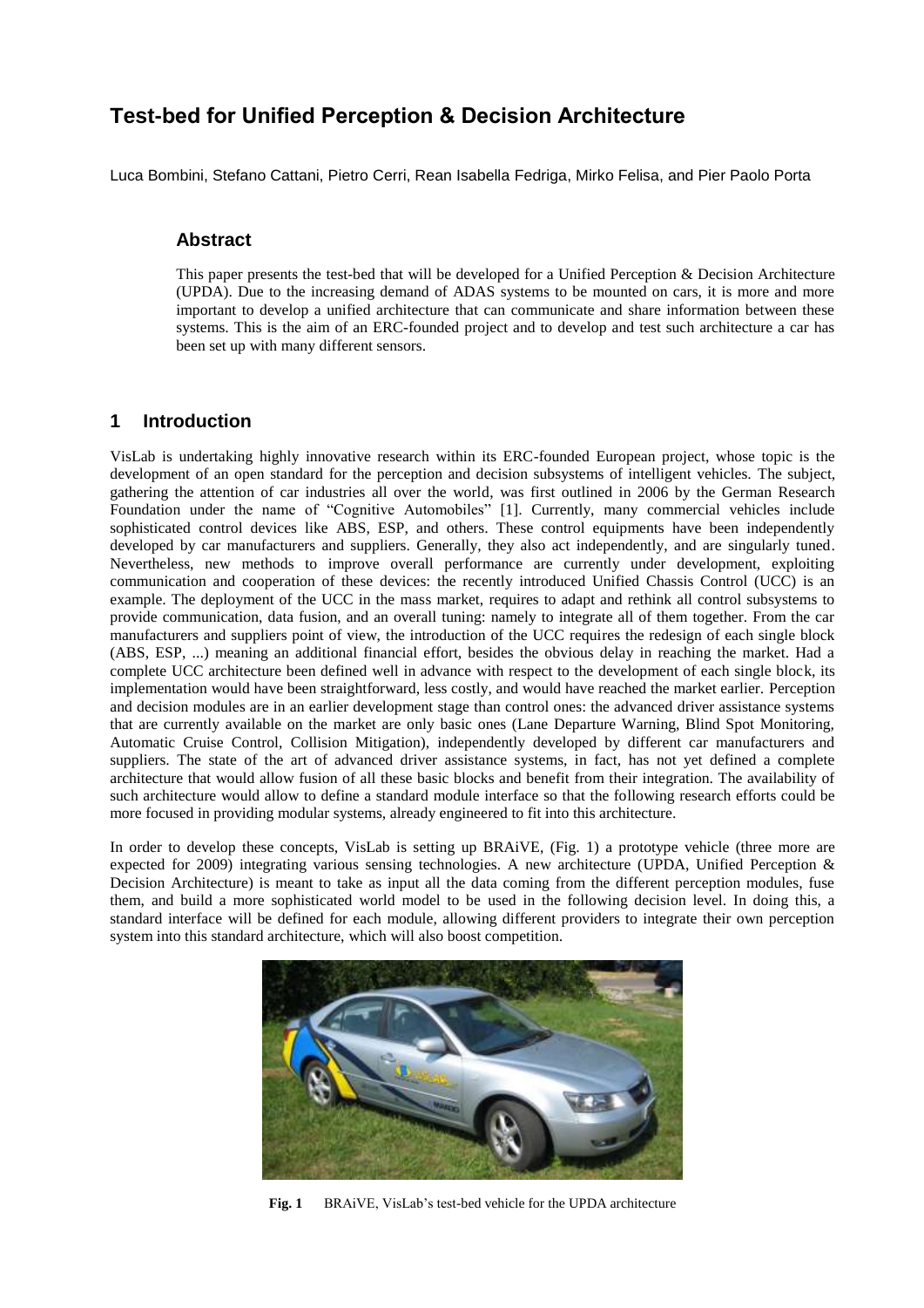# Test-bed for Unified Perception & Decision Architecture

Luca Bombini, Stefano Cattani, Pietro Cerri, Rean Isabella Fedriga, Mirko Felisa, and Pier Paolo Porta

## Abstract

This paper presents the test-bed that will be developed for a Unified Perception & Decision Architecture (UPDA). Due to the increasing demand of ADAS systems to be mounted on cars, it is more and more important to develop a unified architecture that can communicate and share information between these systems. This is the aim of an ERC-founded project and to develop and test such architecture a car has been set up with many different sensors.

## 1 Introduction

VisLab is undertaking highly innovative research within its ERC-founded European project, whose topic is the development of an open standard for the perception and decision subsystems of intelligent vehicles. The subject, gathering the attention of car industries all over the world, was first outlined in 2006 by the German Research Foundation under the name of "Cognitive Automobiles" [1]. Currently, many commercial vehicles include sophisticated control devices like ABS, ESP, and others. These control equipments have been independently developed by car manufacturers and suppliers. Generally, they also act independently, and are singularly tuned. Nevertheless, new methods to improve overall performance are currently under development, exploiting communication and cooperation of these devices: the recently introduced Unified Chassis Control (UCC) is an example. The deployment of the UCC in the mass market, requires to adapt and rethink all control subsystems to provide communication, data fusion, and an overall tuning: namely to integrate all of them together. From the car manufacturers and suppliers point of view, the introduction of the UCC requires the redesign of each single block (ABS, ESP, ...) meaning an additional financial effort, besides the obvious delay in reaching the market. Had a complete UCC architecture been defined well in advance with respect to the development of each single block, its implementation would have been straightforward, less costly, and would have reached the market earlier. Perception and decision modules are in an earlier development stage than control ones: the advanced driver assistance systems that are currently available on the market are only basic ones (Lane Departure Warning, Blind Spot Monitoring, Automatic Cruise Control, Collision Mitigation), independently developed by different car manufacturers and suppliers. The state of the art of advanced driver assistance systems, in fact, has not yet defined a complete architecture that would allow fusion of all these basic blocks and benefit from their integration. The availability of such architecture would allow to define a standard module interface so that the following research efforts could be more focused in providing modular systems, already engineered to fit into this architecture.

In order to develop these concepts, VisLab is setting up BRAiVE, (Fig. 1) a prototype vehicle (three more are expected for 2009) integrating various sensing technologies. A new architecture (UPDA, Unified Perception & Decision Architecture) is meant to take as input all the data coming from the different perception modules, fuse them, and build a more sophisticated world model to be used in the following decision level. In doing this, a standard interface will be defined for each module, allowing different providers to integrate their own perception system into this standard architecture, which will also boost competition.

**Fig. 1** BRAiVE, VisLab's test-bed vehicle for the UPDA architecture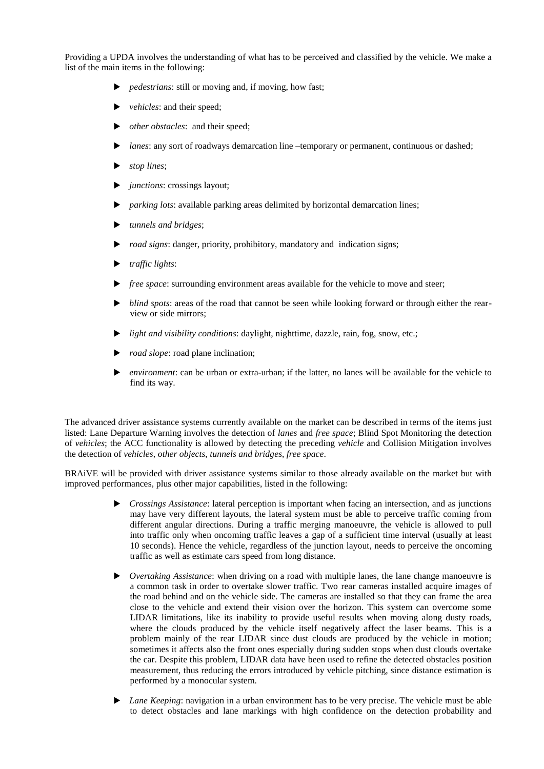Providing a UPDA involves the understanding of what has to be perceived and classified by the vehicle. We make a list of the main items in the following:

- *pedestrians*: still or moving and, if moving, how fast;
- *vehicles*: and their speed;
- *other obstacles*: and their speed;
- *lanes*: any sort of roadways demarcation line –temporary or permanent, continuous or dashed;
- *stop lines*;
- *junctions*: crossings layout;
- *parking lots*: available parking areas delimited by horizontal demarcation lines;
- *tunnels and bridges*;
- *road signs*: danger, priority, prohibitory, mandatory and indication signs;
- *traffic lights*:
- *free space*: surrounding environment areas available for the vehicle to move and steer;
- *blind spots*: areas of the road that cannot be seen while looking forward or through either the rear-view or side mirrors;
- *light and visibility conditions*: daylight, nighttime, dazzle, rain, fog, snow, etc.;
- *road slope*: road plane inclination;
- *environment*: can be urban or extra-urban; if the latter, no lanes will be available for the vehicle to find its way.

The advanced driver assistance systems currently available on the market can be described in terms of the items just listed: Lane Departure Warning involves the detection of *lanes* and *free space*; Blind Spot Monitoring the detection of *vehicles*; the ACC functionality is allowed by detecting the preceding *vehicle* and Collision Mitigation involves the detection of *vehicles*, *other objects*, *tunnels and bridges*, *free space*.

BRAiVE will be provided with driver assistance systems similar to those already available on the market but with improved performances, plus other major capabilities, listed in the following:

- *Crossings Assistance*: lateral perception is important when facing an intersection, and as junctions may have very different layouts, the lateral system must be able to perceive traffic coming from different angular directions. During a traffic merging manoeuvre, the vehicle is allowed to pull into traffic only when oncoming traffic leaves a gap of a sufficient time interval (usually at least 10 seconds). Hence the vehicle, regardless of the junction layout, needs to perceive the oncoming traffic as well as estimate cars speed from long distance.
- *Overtaking Assistance*: when driving on a road with multiple lanes, the lane change manoeuvre is a common task in order to overtake slower traffic. Two rear cameras installed acquire images of the road behind and on the vehicle side. The cameras are installed so that they can frame the area close to the vehicle and extend their vision over the horizon. This system can overcome some LIDAR limitations, like its inability to provide useful results when moving along dusty roads, where the clouds produced by the vehicle itself negatively affect the laser beams. This is a problem mainly of the rear LIDAR since dust clouds are produced by the vehicle in motion; sometimes it affects also the front ones especially during sudden stops when dust clouds overtake the car. Despite this problem, LIDAR data have been used to refine the detected obstacles position measurement, thus reducing the errors introduced by vehicle pitching, since distance estimation is performed by a monocular system.
- *Lane Keeping*: navigation in a urban environment has to be very precise. The vehicle must be able to detect obstacles and lane markings with high confidence on the detection probability and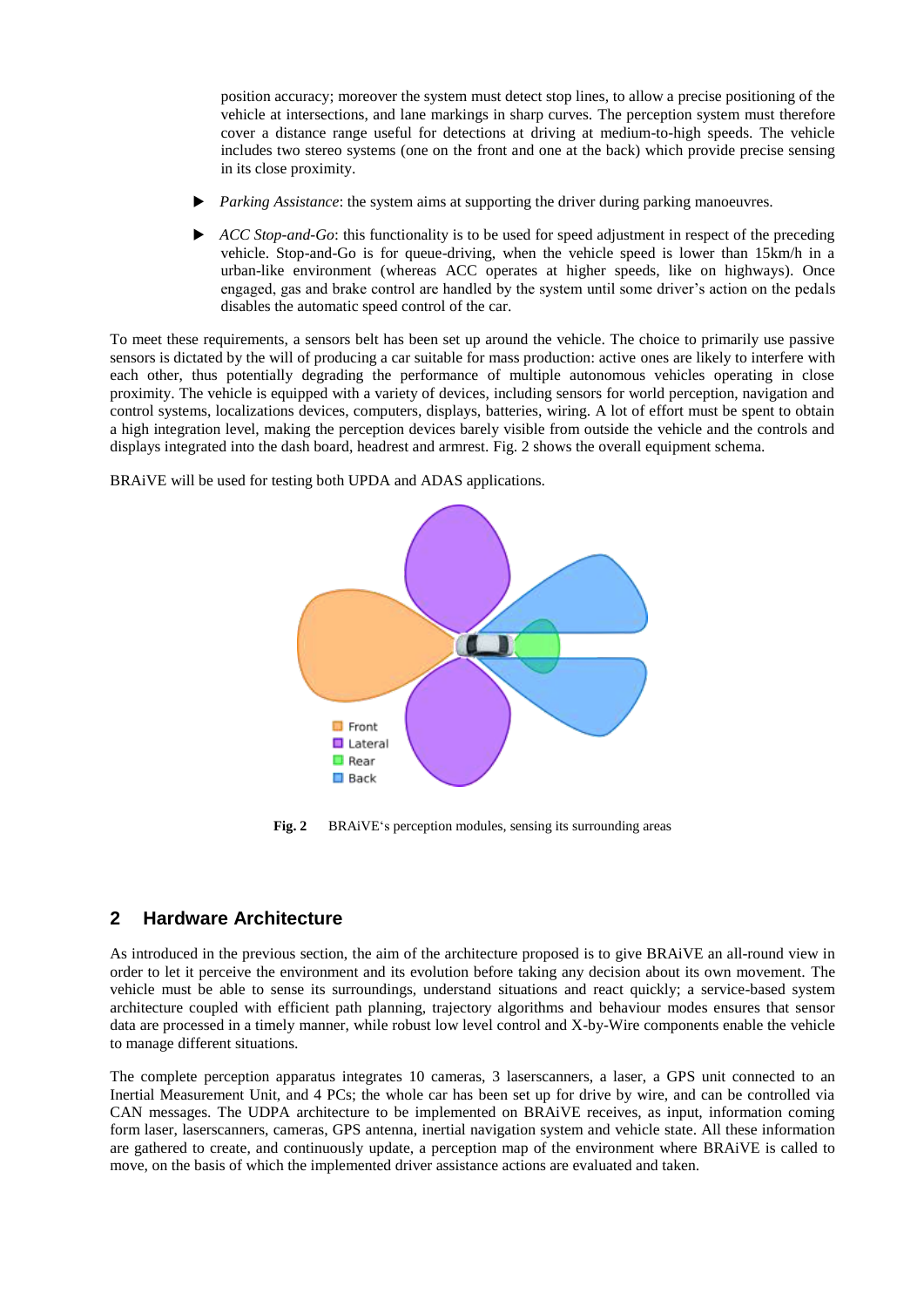position accuracy; moreover the system must detect stop lines, to allow a precise positioning of the vehicle at intersections, and lane markings in sharp curves. The perception system must therefore cover a distance range useful for detections at driving at medium-to-high speeds. The vehicle includes two stereo systems (one on the front and one at the back) which provide precise sensing in its close proximity.

- *Parking Assistance*: the system aims at supporting the driver during parking manoeuvres.
- *ACC Stop-and-Go*: this functionality is to be used for speed adjustment in respect of the preceding vehicle. Stop-and-Go is for queue-driving, when the vehicle speed is lower than 15km/h in a urban-like environment (whereas ACC operates at higher speeds, like on highways). Once engaged, gas and brake control are handled by the system until some driver's action on the pedals disables the automatic speed control of the car.

To meet these requirements, a sensors belt has been set up around the vehicle. The choice to primarily use passive sensors is dictated by the will of producing a car suitable for mass production: active ones are likely to interfere with each other, thus potentially degrading the performance of multiple autonomous vehicles operating in close proximity. The vehicle is equipped with a variety of devices, including sensors for world perception, navigation and control systems, localizations devices, computers, displays, batteries, wiring. A lot of effort must be spent to obtain a high integration level, making the perception devices barely visible from outside the vehicle and the controls and displays integrated into the dash board, headrest and armrest. Fig. 2 shows the overall equipment schema.

BRAiVE will be used for testing both UPDA and ADAS applications.

Front
Lateral
Rear
Back

**Fig. 2** BRAiVE's perception modules, sensing its surrounding areas

## 2 Hardware Architecture

As introduced in the previous section, the aim of the architecture proposed is to give BRAiVE an all-round view in order to let it perceive the environment and its evolution before taking any decision about its own movement. The vehicle must be able to sense its surroundings, understand situations and react quickly; a service-based system architecture coupled with efficient path planning, trajectory algorithms and behaviour modes ensures that sensor data are processed in a timely manner, while robust low level control and X-by-Wire components enable the vehicle to manage different situations.

The complete perception apparatus integrates 10 cameras, 3 laserscanners, a laser, a GPS unit connected to an Inertial Measurement Unit, and 4 PCs; the whole car has been set up for drive by wire, and can be controlled via CAN messages. The UDPA architecture to be implemented on BRAiVE receives, as input, information coming form laser, laserscanners, cameras, GPS antenna, inertial navigation system and vehicle state. All these information are gathered to create, and continuously update, a perception map of the environment where BRAiVE is called to move, on the basis of which the implemented driver assistance actions are evaluated and taken.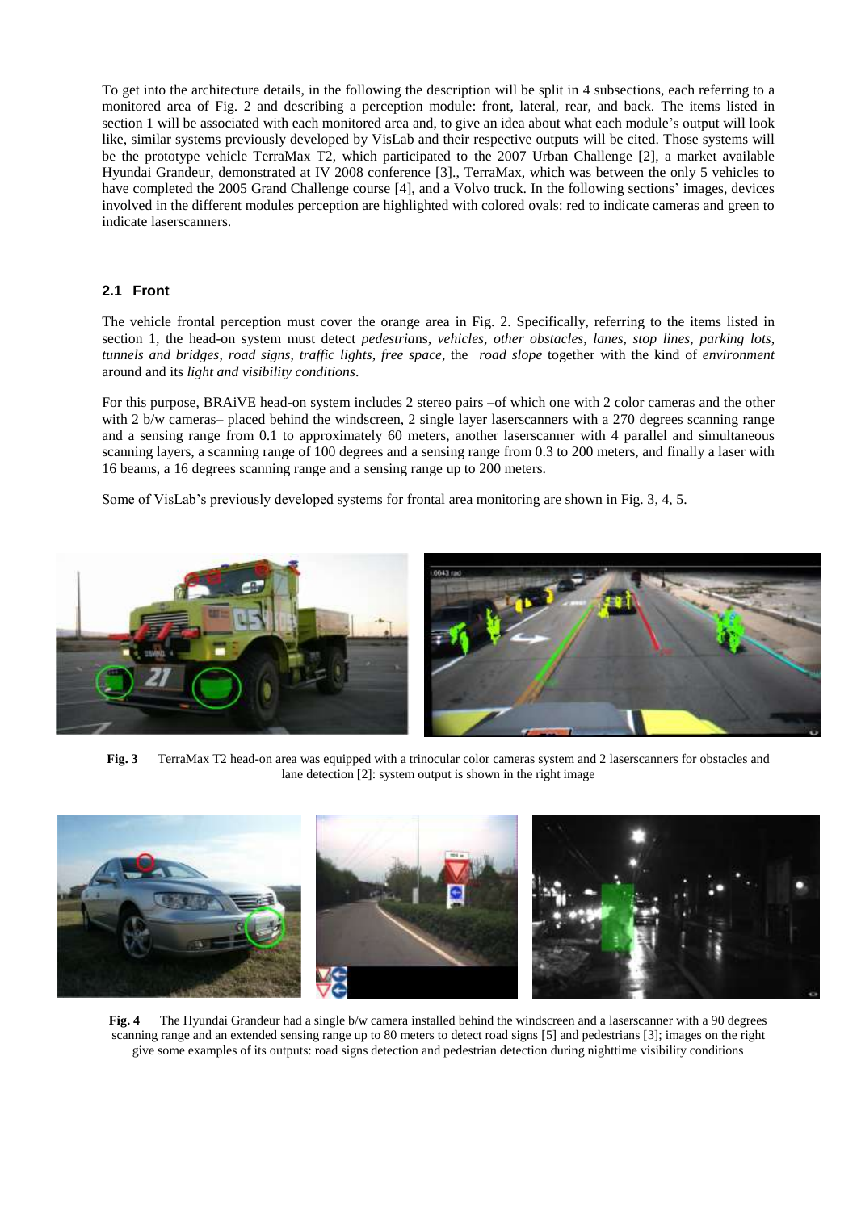To get into the architecture details, in the following the description will be split in 4 subsections, each referring to a monitored area of Fig. 2 and describing a perception module: front, lateral, rear, and back. The items listed in section 1 will be associated with each monitored area and, to give an idea about what each module's output will look like, similar systems previously developed by VisLab and their respective outputs will be cited. Those systems will be the prototype vehicle TerraMax T2, which participated to the 2007 Urban Challenge [2], a market available Hyundai Grandeur, demonstrated at IV 2008 conference [3]., TerraMax, which was between the only 5 vehicles to have completed the 2005 Grand Challenge course [4], and a Volvo truck. In the following sections' images, devices involved in the different modules perception are highlighted with colored ovals: red to indicate cameras and green to indicate laserscanners.

### 2.1 Front

The vehicle frontal perception must cover the orange area in Fig. 2. Specifically, referring to the items listed in section 1, the head-on system must detect *pedestrians*, *vehicles*, *other obstacles*, *lanes*, *stop lines*, *parking lots*, *tunnels and bridges*, *road signs*, *traffic lights*, *free space*, the *road slope* together with the kind of *environment* around and its *light and visibility conditions*.

For this purpose, BRAiVE head-on system includes 2 stereo pairs –of which one with 2 color cameras and the other with 2 b/w cameras– placed behind the windscreen, 2 single layer laserscanners with a 270 degrees scanning range and a sensing range from 0.1 to approximately 60 meters, another laserscanner with 4 parallel and simultaneous scanning layers, a scanning range of 100 degrees and a sensing range from 0.3 to 200 meters, and finally a laser with 16 beams, a 16 degrees scanning range and a sensing range up to 200 meters.

Some of VisLab's previously developed systems for frontal area monitoring are shown in Fig. 3, 4, 5.

**Fig. 3** TerraMax T2 head-on area was equipped with a trinocular color cameras system and 2 laserscanners for obstacles and lane detection [2]: system output is shown in the right image

**Fig. 4** The Hyundai Grandeur had a single b/w camera installed behind the windscreen and a laserscanner with a 90 degrees scanning range and an extended sensing range up to 80 meters to detect road signs [5] and pedestrians [3]; images on the right give some examples of its outputs: road signs detection and pedestrian detection during nighttime visibility conditions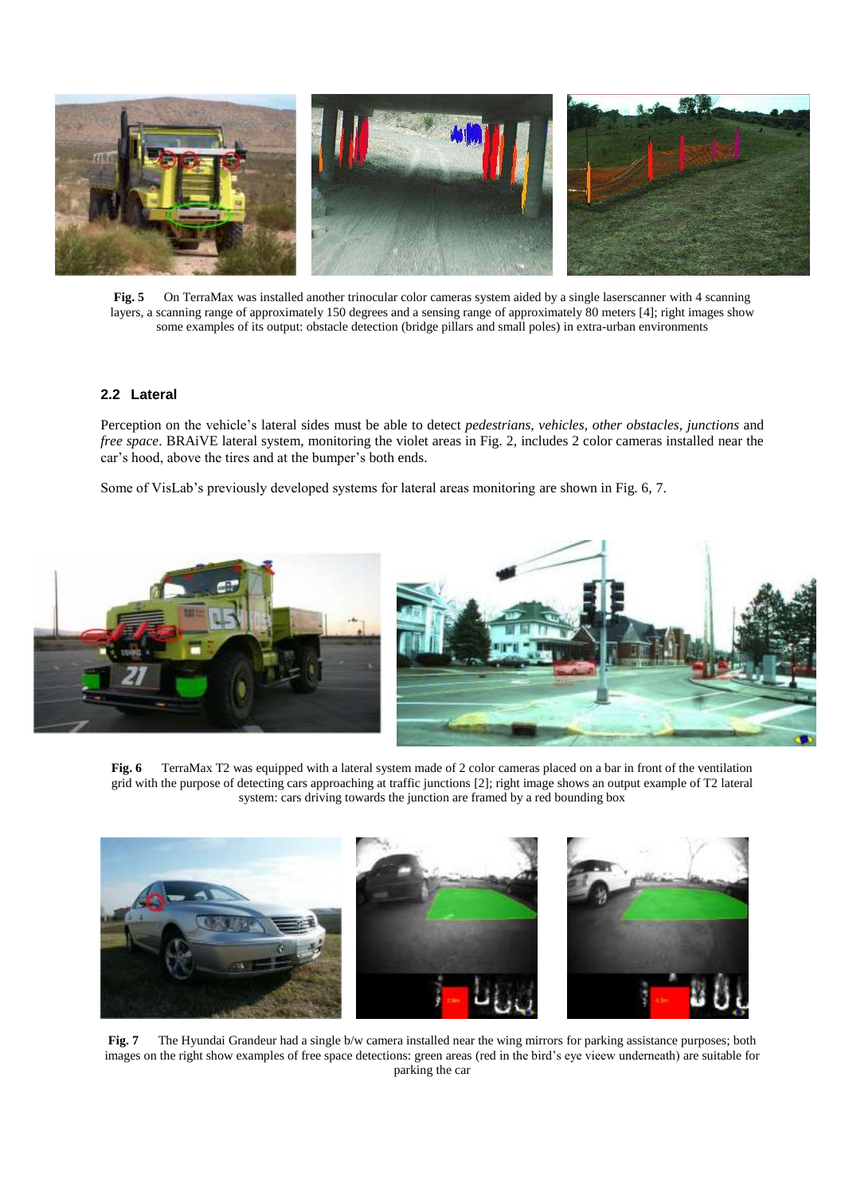**Fig. 5** On TerraMax was installed another trinocular color cameras system aided by a single laserscanner with 4 scanning layers, a scanning range of approximately 150 degrees and a sensing range of approximately 80 meters [4]; right images show some examples of its output: obstacle detection (bridge pillars and small poles) in extra-urban environments

### 2.2 Lateral

Perception on the vehicle's lateral sides must be able to detect *pedestrians*, *vehicles*, *other obstacles*, *junctions* and *free space*. BRAiVE lateral system, monitoring the violet areas in Fig. 2, includes 2 color cameras installed near the car's hood, above the tires and at the bumper's both ends.

Some of VisLab's previously developed systems for lateral areas monitoring are shown in Fig. 6, 7.

**Fig. 6** TerraMax T2 was equipped with a lateral system made of 2 color cameras placed on a bar in front of the ventilation grid with the purpose of detecting cars approaching at traffic junctions [2]; right image shows an output example of T2 lateral system: cars driving towards the junction are framed by a red bounding box

**Fig. 7** The Hyundai Grandeur had a single b/w camera installed near the wing mirrors for parking assistance purposes; both images on the right show examples of free space detections: green areas (red in the bird's eye vieew underneath) are suitable for parking the car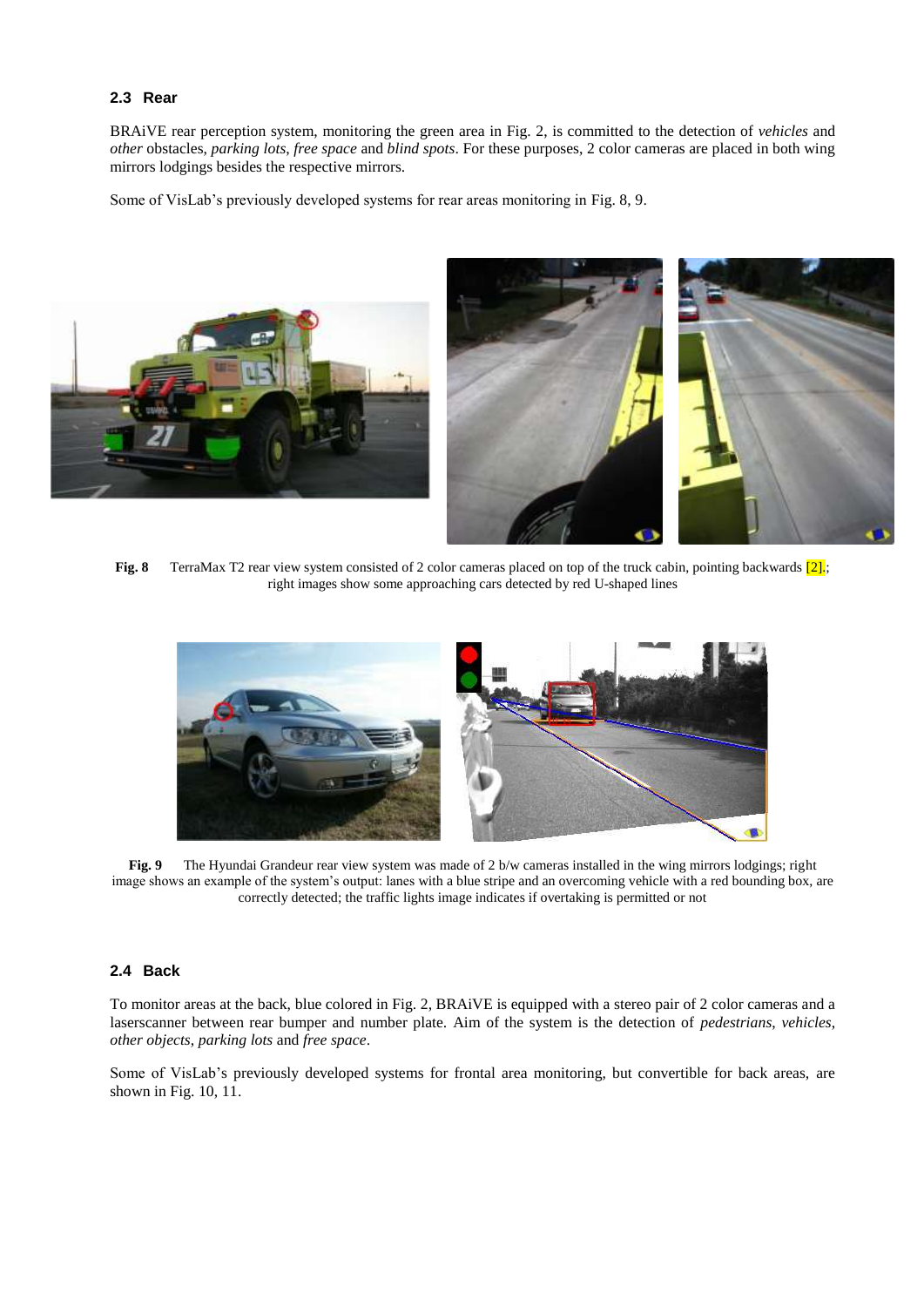### 2.3 Rear

BRAiVE rear perception system, monitoring the green area in Fig. 2, is committed to the detection of *vehicles* and *other* obstacles, *parking lots*, *free space* and *blind spots*. For these purposes, 2 color cameras are placed in both wing mirrors lodgings besides the respective mirrors.

Some of VisLab's previously developed systems for rear areas monitoring in Fig. 8, 9.

**Fig. 8** TerraMax T2 rear view system consisted of 2 color cameras placed on top of the truck cabin, pointing backwards [2].; right images show some approaching cars detected by red U-shaped lines

**Fig. 9** The Hyundai Grandeur rear view system was made of 2 b/w cameras installed in the wing mirrors lodgings; right image shows an example of the system's output: lanes with a blue stripe and an overcoming vehicle with a red bounding box, are correctly detected; the traffic lights image indicates if overtaking is permitted or not

### 2.4 Back

To monitor areas at the back, blue colored in Fig. 2, BRAiVE is equipped with a stereo pair of 2 color cameras and a laserscanner between rear bumper and number plate. Aim of the system is the detection of *pedestrians*, *vehicles*, *other objects*, *parking lots* and *free space*.

Some of VisLab's previously developed systems for frontal area monitoring, but convertible for back areas, are shown in Fig. 10, 11.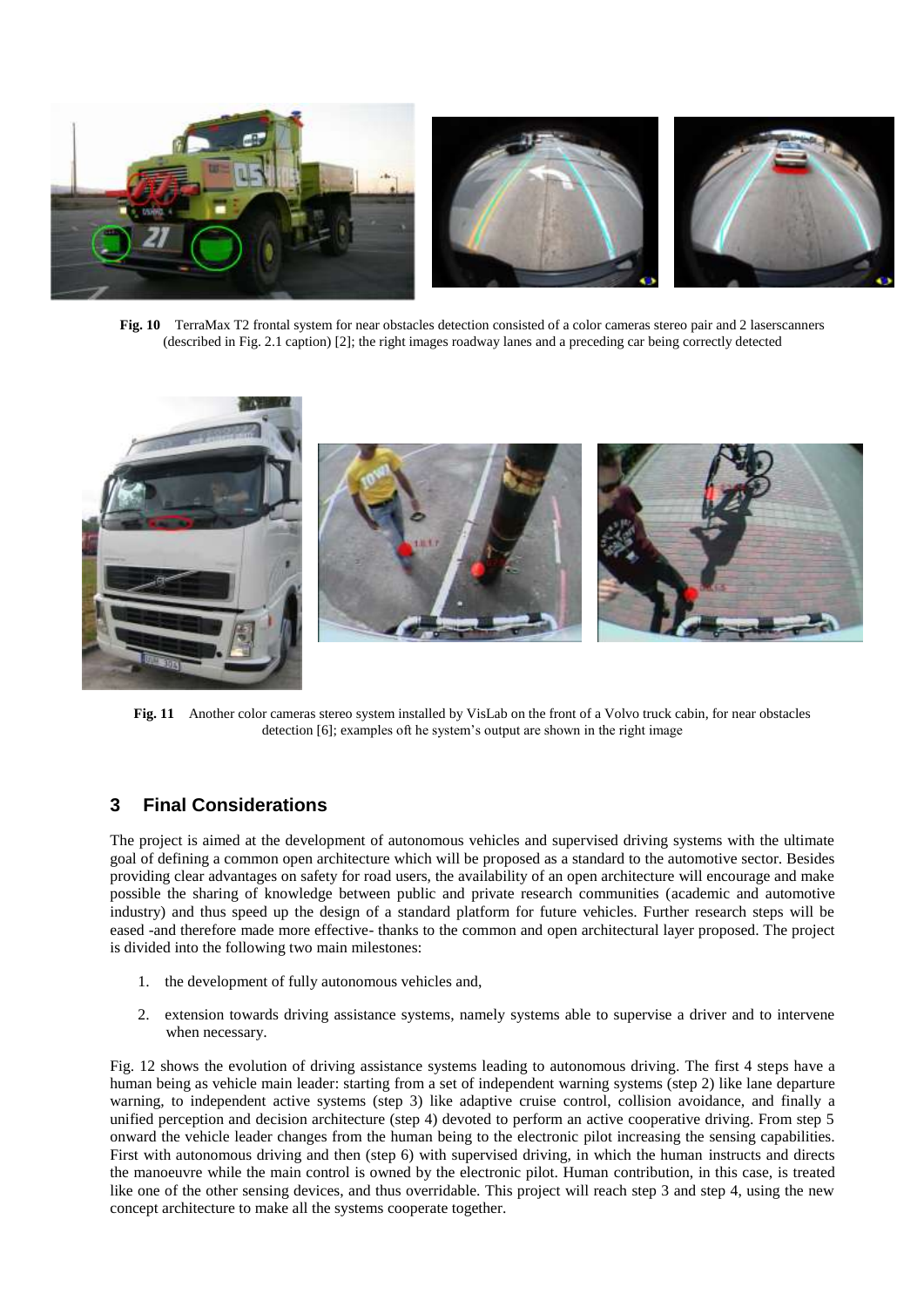**Fig. 10** TerraMax T2 frontal system for near obstacles detection consisted of a color cameras stereo pair and 2 laserscanners (described in Fig. 2.1 caption) [2]; the right images roadway lanes and a preceding car being correctly detected

**Fig. 11** Another color cameras stereo system installed by VisLab on the front of a Volvo truck cabin, for near obstacles detection [6]; examples oft he system's output are shown in the right image

## 3 Final Considerations

The project is aimed at the development of autonomous vehicles and supervised driving systems with the ultimate goal of defining a common open architecture which will be proposed as a standard to the automotive sector. Besides providing clear advantages on safety for road users, the availability of an open architecture will encourage and make possible the sharing of knowledge between public and private research communities (academic and automotive industry) and thus speed up the design of a standard platform for future vehicles. Further research steps will be eased -and therefore made more effective- thanks to the common and open architectural layer proposed. The project is divided into the following two main milestones:

1. the development of fully autonomous vehicles and,
2. extension towards driving assistance systems, namely systems able to supervise a driver and to intervene when necessary.

Fig. 12 shows the evolution of driving assistance systems leading to autonomous driving. The first 4 steps have a human being as vehicle main leader: starting from a set of independent warning systems (step 2) like lane departure warning, to independent active systems (step 3) like adaptive cruise control, collision avoidance, and finally a unified perception and decision architecture (step 4) devoted to perform an active cooperative driving. From step 5 onward the vehicle leader changes from the human being to the electronic pilot increasing the sensing capabilities. First with autonomous driving and then (step 6) with supervised driving, in which the human instructs and directs the manoeuvre while the main control is owned by the electronic pilot. Human contribution, in this case, is treated like one of the other sensing devices, and thus overridable. This project will reach step 3 and step 4, using the new concept architecture to make all the systems cooperate together.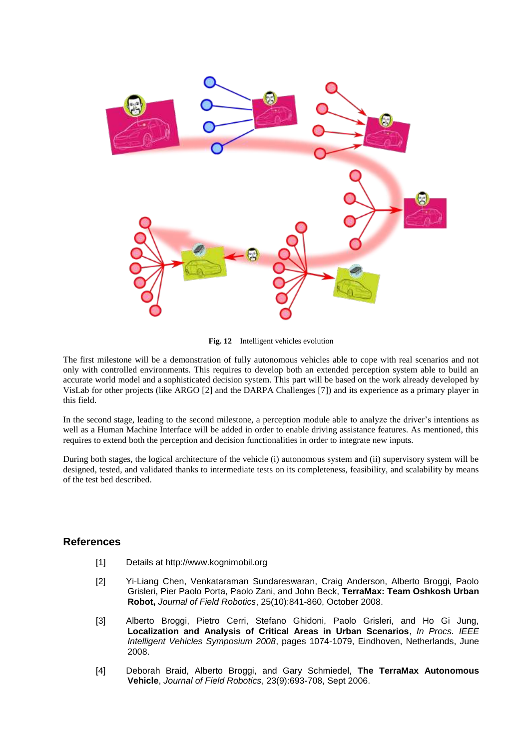**Fig. 12** Intelligent vehicles evolution

The first milestone will be a demonstration of fully autonomous vehicles able to cope with real scenarios and not only with controlled environments. This requires to develop both an extended perception system able to build an accurate world model and a sophisticated decision system. This part will be based on the work already developed by VisLab for other projects (like ARGO [2] and the DARPA Challenges [7]) and its experience as a primary player in this field.

In the second stage, leading to the second milestone, a perception module able to analyze the driver's intentions as well as a Human Machine Interface will be added in order to enable driving assistance features. As mentioned, this requires to extend both the perception and decision functionalities in order to integrate new inputs.

During both stages, the logical architecture of the vehicle (i) autonomous system and (ii) supervisory system will be designed, tested, and validated thanks to intermediate tests on its completeness, feasibility, and scalability by means of the test bed described.

## References

[1] Details at http://www.kognimobil.org

[2] Yi-Liang Chen, Venkataraman Sundareswaran, Craig Anderson, Alberto Broggi, Paolo Grisleri, Pier Paolo Porta, Paolo Zani, and John Beck, **TerraMax: Team Oshkosh Urban Robot,** *Journal of Field Robotics*, 25(10):841-860, October 2008.

[3] Alberto Broggi, Pietro Cerri, Stefano Ghidoni, Paolo Grisleri, and Ho Gi Jung, **Localization and Analysis of Critical Areas in Urban Scenarios**, *In Procs. IEEE Intelligent Vehicles Symposium 2008*, pages 1074-1079, Eindhoven, Netherlands, June 2008.

[4] Deborah Braid, Alberto Broggi, and Gary Schmiedel, **The TerraMax Autonomous Vehicle**, *Journal of Field Robotics*, 23(9):693-708, Sept 2006.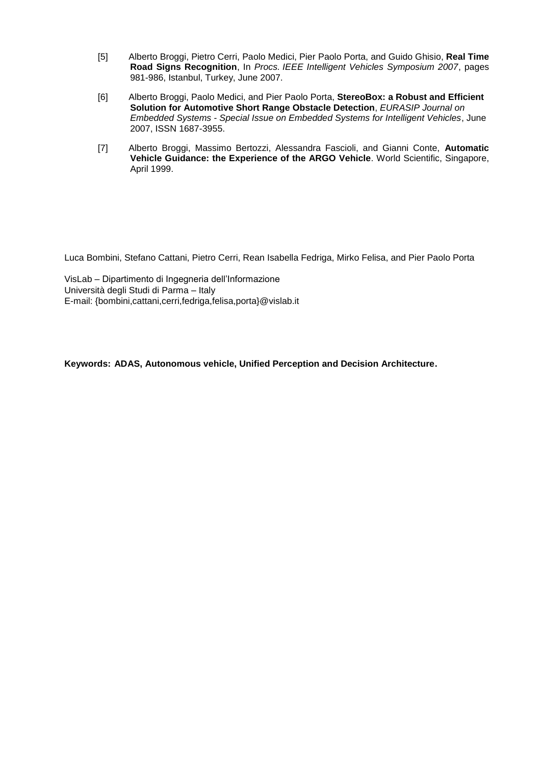[5] Alberto Broggi, Pietro Cerri, Paolo Medici, Pier Paolo Porta, and Guido Ghisio, **Real Time Road Signs Recognition**, In *Procs. IEEE Intelligent Vehicles Symposium 2007*, pages 981-986, Istanbul, Turkey, June 2007.

[6] Alberto Broggi, Paolo Medici, and Pier Paolo Porta, **StereoBox: a Robust and Efficient Solution for Automotive Short Range Obstacle Detection**, *EURASIP Journal on Embedded Systems - Special Issue on Embedded Systems for Intelligent Vehicles*, June 2007, ISSN 1687-3955.

[7] Alberto Broggi, Massimo Bertozzi, Alessandra Fascioli, and Gianni Conte, **Automatic Vehicle Guidance: the Experience of the ARGO Vehicle**. World Scientific, Singapore, April 1999.

Luca Bombini, Stefano Cattani, Pietro Cerri, Rean Isabella Fedriga, Mirko Felisa, and Pier Paolo Porta

VisLab – Dipartimento di Ingegneria dell'Informazione
Università degli Studi di Parma – Italy
E-mail: {bombini,cattani,cerri,fedriga,felisa,porta}@vislab.it

**Keywords: ADAS, Autonomous vehicle, Unified Perception and Decision Architecture.**